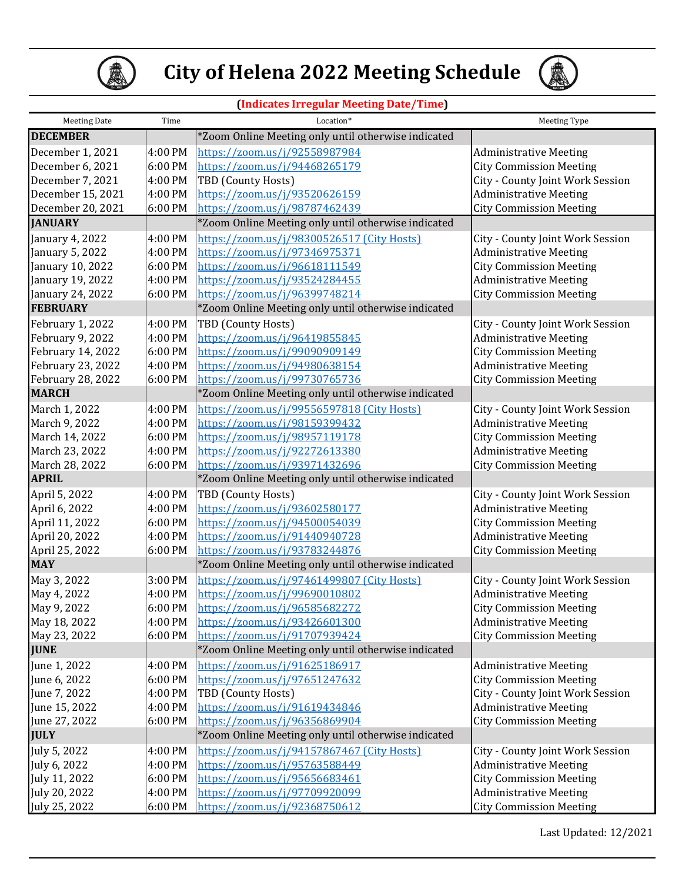# City of Helena 2022 Meeting Schedule

**(Indicates Irregular Meeting Date/Time)**

| Meeting Date | Time | Location* | Meeting Type |
|---|---|---|---|
| **DECEMBER** | | *Zoom Online Meeting only until otherwise indicated | |
| December 1, 2021 | 4:00 PM | https://zoom.us/j/92558987984 | Administrative Meeting |
| December 6, 2021 | 6:00 PM | https://zoom.us/j/94468265179 | City Commission Meeting |
| December 7, 2021 | 4:00 PM | TBD (County Hosts) | City - County Joint Work Session |
| December 15, 2021 | 4:00 PM | https://zoom.us/j/93520626159 | Administrative Meeting |
| December 20, 2021 | 6:00 PM | https://zoom.us/j/98787462439 | City Commission Meeting |
| **JANUARY** | | *Zoom Online Meeting only until otherwise indicated | |
| January 4, 2022 | 4:00 PM | https://zoom.us/j/98300526517 (City Hosts) | City - County Joint Work Session |
| January 5, 2022 | 4:00 PM | https://zoom.us/j/97346975371 | Administrative Meeting |
| January 10, 2022 | 6:00 PM | https://zoom.us/j/96618111549 | City Commission Meeting |
| January 19, 2022 | 4:00 PM | https://zoom.us/j/93524284455 | Administrative Meeting |
| January 24, 2022 | 6:00 PM | https://zoom.us/j/96399748214 | City Commission Meeting |
| **FEBRUARY** | | *Zoom Online Meeting only until otherwise indicated | |
| February 1, 2022 | 4:00 PM | TBD (County Hosts) | City - County Joint Work Session |
| February 9, 2022 | 4:00 PM | https://zoom.us/j/96419855845 | Administrative Meeting |
| February 14, 2022 | 6:00 PM | https://zoom.us/j/99090909149 | City Commission Meeting |
| February 23, 2022 | 4:00 PM | https://zoom.us/j/94980638154 | Administrative Meeting |
| February 28, 2022 | 6:00 PM | https://zoom.us/j/99730765736 | City Commission Meeting |
| **MARCH** | | *Zoom Online Meeting only until otherwise indicated | |
| March 1, 2022 | 4:00 PM | https://zoom.us/j/99556597818 (City Hosts) | City - County Joint Work Session |
| March 9, 2022 | 4:00 PM | https://zoom.us/j/98159399432 | Administrative Meeting |
| March 14, 2022 | 6:00 PM | https://zoom.us/j/98957119178 | City Commission Meeting |
| March 23, 2022 | 4:00 PM | https://zoom.us/j/92272613380 | Administrative Meeting |
| March 28, 2022 | 6:00 PM | https://zoom.us/j/93971432696 | City Commission Meeting |
| **APRIL** | | *Zoom Online Meeting only until otherwise indicated | |
| April 5, 2022 | 4:00 PM | TBD (County Hosts) | City - County Joint Work Session |
| April 6, 2022 | 4:00 PM | https://zoom.us/j/93602580177 | Administrative Meeting |
| April 11, 2022 | 6:00 PM | https://zoom.us/j/94500054039 | City Commission Meeting |
| April 20, 2022 | 4:00 PM | https://zoom.us/j/91440940728 | Administrative Meeting |
| April 25, 2022 | 6:00 PM | https://zoom.us/j/93783244876 | City Commission Meeting |
| **MAY** | | *Zoom Online Meeting only until otherwise indicated | |
| May 3, 2022 | 3:00 PM | https://zoom.us/j/97461499807 (City Hosts) | City - County Joint Work Session |
| May 4, 2022 | 4:00 PM | https://zoom.us/j/99690010802 | Administrative Meeting |
| May 9, 2022 | 6:00 PM | https://zoom.us/j/96585682272 | City Commission Meeting |
| May 18, 2022 | 4:00 PM | https://zoom.us/j/93426601300 | Administrative Meeting |
| May 23, 2022 | 6:00 PM | https://zoom.us/j/91707939424 | City Commission Meeting |
| **JUNE** | | *Zoom Online Meeting only until otherwise indicated | |
| June 1, 2022 | 4:00 PM | https://zoom.us/j/91625186917 | Administrative Meeting |
| June 6, 2022 | 6:00 PM | https://zoom.us/j/97651247632 | City Commission Meeting |
| June 7, 2022 | 4:00 PM | TBD (County Hosts) | City - County Joint Work Session |
| June 15, 2022 | 4:00 PM | https://zoom.us/j/91619434846 | Administrative Meeting |
| June 27, 2022 | 6:00 PM | https://zoom.us/j/96356869904 | City Commission Meeting |
| **JULY** | | *Zoom Online Meeting only until otherwise indicated | |
| July 5, 2022 | 4:00 PM | https://zoom.us/j/94157867467 (City Hosts) | City - County Joint Work Session |
| July 6, 2022 | 4:00 PM | https://zoom.us/j/95763588449 | Administrative Meeting |
| July 11, 2022 | 6:00 PM | https://zoom.us/j/95656683461 | City Commission Meeting |
| July 20, 2022 | 4:00 PM | https://zoom.us/j/97709920099 | Administrative Meeting |
| July 25, 2022 | 6:00 PM | https://zoom.us/j/92368750612 | City Commission Meeting |

Last Updated: 12/2021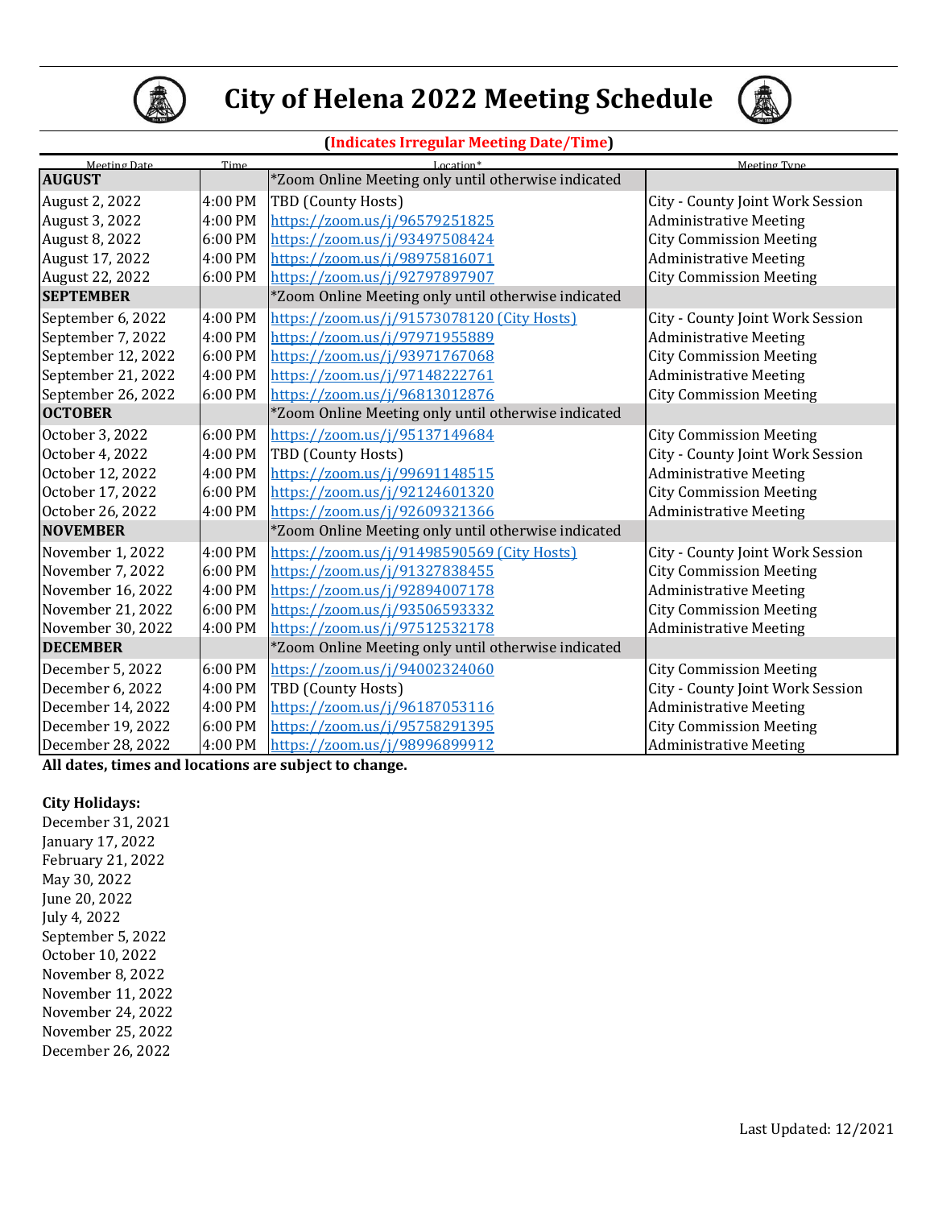# City of Helena 2022 Meeting Schedule

**(Indicates Irregular Meeting Date/Time)**

| Meeting Date | Time | Location* | Meeting Type |
|---|---|---|---|
| **AUGUST** | | *Zoom Online Meeting only until otherwise indicated | |
| August 2, 2022 | 4:00 PM | TBD (County Hosts) | City - County Joint Work Session |
| August 3, 2022 | 4:00 PM | https://zoom.us/j/96579251825 | Administrative Meeting |
| August 8, 2022 | 6:00 PM | https://zoom.us/j/93497508424 | City Commission Meeting |
| August 17, 2022 | 4:00 PM | https://zoom.us/j/98975816071 | Administrative Meeting |
| August 22, 2022 | 6:00 PM | https://zoom.us/j/92797897907 | City Commission Meeting |
| **SEPTEMBER** | | *Zoom Online Meeting only until otherwise indicated | |
| September 6, 2022 | 4:00 PM | https://zoom.us/j/91573078120 (City Hosts) | City - County Joint Work Session |
| September 7, 2022 | 4:00 PM | https://zoom.us/j/97971955889 | Administrative Meeting |
| September 12, 2022 | 6:00 PM | https://zoom.us/j/93971767068 | City Commission Meeting |
| September 21, 2022 | 4:00 PM | https://zoom.us/j/97148222761 | Administrative Meeting |
| September 26, 2022 | 6:00 PM | https://zoom.us/j/96813012876 | City Commission Meeting |
| **OCTOBER** | | *Zoom Online Meeting only until otherwise indicated | |
| October 3, 2022 | 6:00 PM | https://zoom.us/j/95137149684 | City Commission Meeting |
| October 4, 2022 | 4:00 PM | TBD (County Hosts) | City - County Joint Work Session |
| October 12, 2022 | 4:00 PM | https://zoom.us/j/99691148515 | Administrative Meeting |
| October 17, 2022 | 6:00 PM | https://zoom.us/j/92124601320 | City Commission Meeting |
| October 26, 2022 | 4:00 PM | https://zoom.us/j/92609321366 | Administrative Meeting |
| **NOVEMBER** | | *Zoom Online Meeting only until otherwise indicated | |
| November 1, 2022 | 4:00 PM | https://zoom.us/j/91498590569 (City Hosts) | City - County Joint Work Session |
| November 7, 2022 | 6:00 PM | https://zoom.us/j/91327838455 | City Commission Meeting |
| November 16, 2022 | 4:00 PM | https://zoom.us/j/92894007178 | Administrative Meeting |
| November 21, 2022 | 6:00 PM | https://zoom.us/j/93506593332 | City Commission Meeting |
| November 30, 2022 | 4:00 PM | https://zoom.us/j/97512532178 | Administrative Meeting |
| **DECEMBER** | | *Zoom Online Meeting only until otherwise indicated | |
| December 5, 2022 | 6:00 PM | https://zoom.us/j/94002324060 | City Commission Meeting |
| December 6, 2022 | 4:00 PM | TBD (County Hosts) | City - County Joint Work Session |
| December 14, 2022 | 4:00 PM | https://zoom.us/j/96187053116 | Administrative Meeting |
| December 19, 2022 | 6:00 PM | https://zoom.us/j/95758291395 | City Commission Meeting |
| December 28, 2022 | 4:00 PM | https://zoom.us/j/98996899912 | Administrative Meeting |

**All dates, times and locations are subject to change.**

**City Holidays:**

December 31, 2021
January 17, 2022
February 21, 2022
May 30, 2022
June 20, 2022
July 4, 2022
September 5, 2022
October 10, 2022
November 8, 2022
November 11, 2022
November 24, 2022
November 25, 2022
December 26, 2022

Last Updated: 12/2021